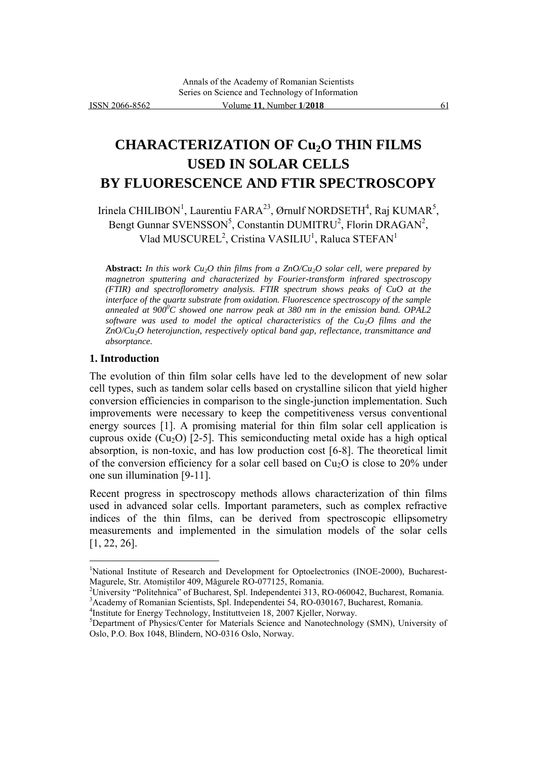# CHARACTERIZATION OF $Cu_2O$ THIN FILMS USED IN SOLAR CELLS BY FLUORESCENCE AND FTIR SPECTROSCOPY

Irinela CHILIBON[1], Laurentiu FARA[23], Ørnulf NORDSETH[4], Raj KUMAR[5], Bengt Gunnar SVENSSON[5], Constantin DUMITRU[2], Florin DRAGAN[2], Vlad MUSCUREL[2], Cristina VASILIU[1], Raluca STEFAN[1]

**Abstract:** *In this work $Cu_2O$ thin films from a $ZnO/Cu_2O$ solar cell, were prepared by magnetron sputtering and characterized by Fourier-transform infrared spectroscopy (FTIR) and spectroflorometry analysis. FTIR spectrum shows peaks of CuO at the interface of the quartz substrate from oxidation. Fluorescence spectroscopy of the sample annealed at $900^0C$ showed one narrow peak at 380 nm in the emission band. OPAL2 software was used to model the optical characteristics of the $Cu_2O$ films and the $ZnO/Cu_2O$ heterojunction, respectively optical band gap, reflectance, transmittance and absorptance.*

## 1. Introduction

The evolution of thin film solar cells have led to the development of new solar cell types, such as tandem solar cells based on crystalline silicon that yield higher conversion efficiencies in comparison to the single-junction implementation. Such improvements were necessary to keep the competitiveness versus conventional energy sources [1]. A promising material for thin film solar cell application is cuprous oxide ($Cu_2O$) [2-5]. This semiconducting metal oxide has a high optical absorption, is non-toxic, and has low production cost [6-8]. The theoretical limit of the conversion efficiency for a solar cell based on $Cu_2O$ is close to 20% under one sun illumination [9-11].

Recent progress in spectroscopy methods allows characterization of thin films used in advanced solar cells. Important parameters, such as complex refractive indices of the thin films, can be derived from spectroscopic ellipsometry measurements and implemented in the simulation models of the solar cells [1, 22, 26].

---

[1]National Institute of Research and Development for Optoelectronics (INOE-2000), Bucharest-Magurele, Str. Atomiștilor 409, Măgurele RO-077125, Romania.

[2]University "Politehnica" of Bucharest, Spl. Independentei 313, RO-060042, Bucharest, Romania.

[3]Academy of Romanian Scientists, Spl. Independentei 54, RO-030167, Bucharest, Romania.

[4]Institute for Energy Technology, Instituttveien 18, 2007 Kjeller, Norway.

[5]Department of Physics/Center for Materials Science and Nanotechnology (SMN), University of Oslo, P.O. Box 1048, Blindern, NO-0316 Oslo, Norway.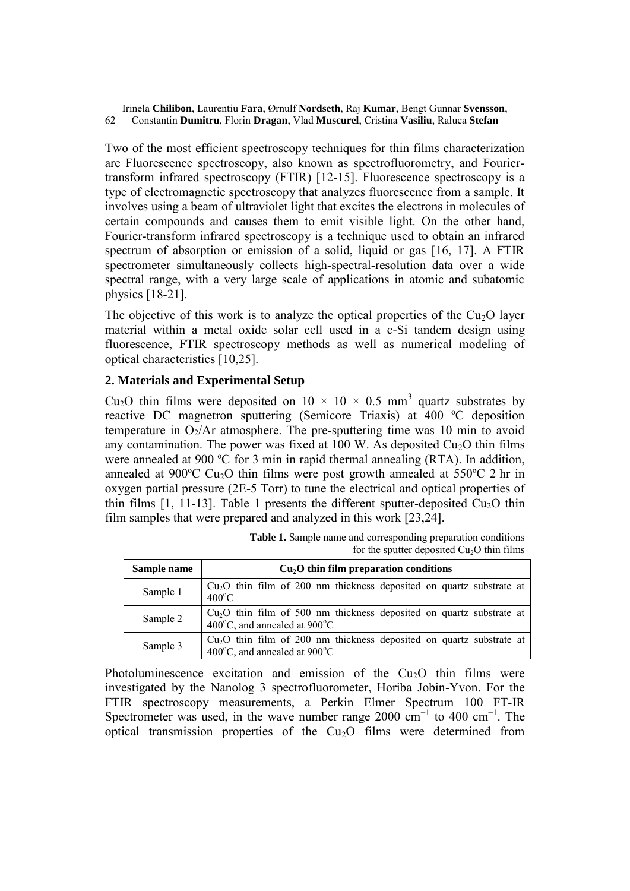Two of the most efficient spectroscopy techniques for thin films characterization are Fluorescence spectroscopy, also known as spectrofluorometry, and Fourier-transform infrared spectroscopy (FTIR) [12-15]. Fluorescence spectroscopy is a type of electromagnetic spectroscopy that analyzes fluorescence from a sample. It involves using a beam of ultraviolet light that excites the electrons in molecules of certain compounds and causes them to emit visible light. On the other hand, Fourier-transform infrared spectroscopy is a technique used to obtain an infrared spectrum of absorption or emission of a solid, liquid or gas [16, 17]. A FTIR spectrometer simultaneously collects high-spectral-resolution data over a wide spectral range, with a very large scale of applications in atomic and subatomic physics [18-21].

The objective of this work is to analyze the optical properties of the $Cu_2O$ layer material within a metal oxide solar cell used in a c-Si tandem design using fluorescence, FTIR spectroscopy methods as well as numerical modeling of optical characteristics [10,25].

## 2. Materials and Experimental Setup

$Cu_2O$ thin films were deposited on $10 \times 10 \times 0.5$ mm$^3$ quartz substrates by reactive DC magnetron sputtering (Semicore Triaxis) at 400 ºC deposition temperature in $O_2$/Ar atmosphere. The pre-sputtering time was 10 min to avoid any contamination. The power was fixed at 100 W. As deposited $Cu_2O$ thin films were annealed at 900 ºC for 3 min in rapid thermal annealing (RTA). In addition, annealed at 900ºC $Cu_2O$ thin films were post growth annealed at 550ºC 2 hr in oxygen partial pressure (2E-5 Torr) to tune the electrical and optical properties of thin films [1, 11-13]. Table 1 presents the different sputter-deposited $Cu_2O$ thin film samples that were prepared and analyzed in this work [23,24].

**Table 1.** Sample name and corresponding preparation conditions for the sputter deposited $Cu_2O$ thin films

| Sample name | $Cu_2O$ thin film preparation conditions |
|---|---|
| Sample 1 | $Cu_2O$ thin film of 200 nm thickness deposited on quartz substrate at 400$^o$C |
| Sample 2 | $Cu_2O$ thin film of 500 nm thickness deposited on quartz substrate at 400$^o$C, and annealed at 900$^o$C |
| Sample 3 | $Cu_2O$ thin film of 200 nm thickness deposited on quartz substrate at 400$^o$C, and annealed at 900$^o$C |

Photoluminescence excitation and emission of the $Cu_2O$ thin films were investigated by the Nanolog 3 spectrofluorometer, Horiba Jobin-Yvon. For the FTIR spectroscopy measurements, a Perkin Elmer Spectrum 100 FT-IR Spectrometer was used, in the wave number range 2000 cm$^{-1}$ to 400 cm$^{-1}$. The optical transmission properties of the $Cu_2O$ films were determined from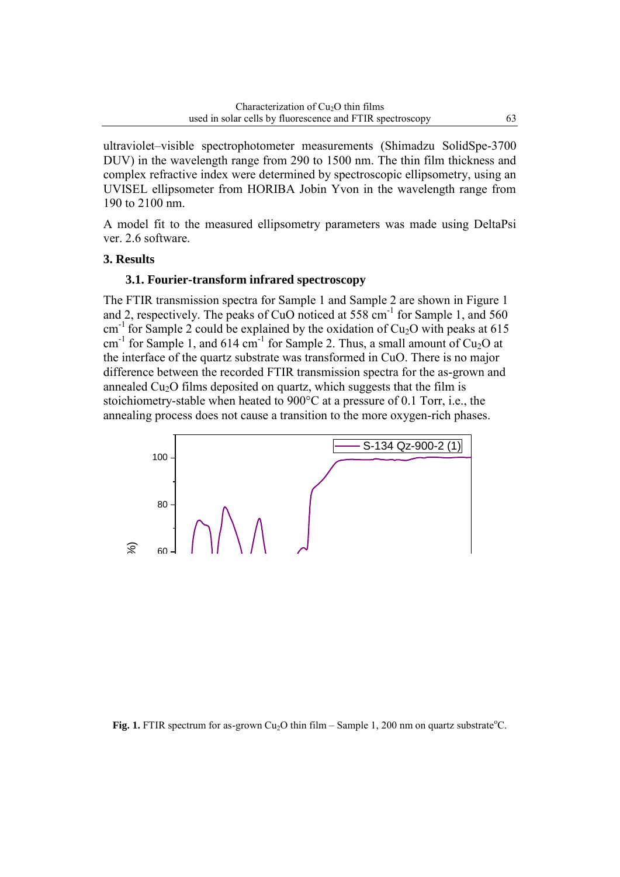ultraviolet–visible spectrophotometer measurements (Shimadzu SolidSpe-3700 DUV) in the wavelength range from 290 to 1500 nm. The thin film thickness and complex refractive index were determined by spectroscopic ellipsometry, using an UVISEL ellipsometer from HORIBA Jobin Yvon in the wavelength range from 190 to 2100 nm.

A model fit to the measured ellipsometry parameters was made using DeltaPsi ver. 2.6 software.

## 3. Results

### 3.1. Fourier-transform infrared spectroscopy

The FTIR transmission spectra for Sample 1 and Sample 2 are shown in Figure 1 and 2, respectively. The peaks of CuO noticed at 558 $cm^{-1}$ for Sample 1, and 560 $cm^{-1}$ for Sample 2 could be explained by the oxidation of $Cu_2O$ with peaks at 615 $cm^{-1}$ for Sample 1, and 614 $cm^{-1}$ for Sample 2. Thus, a small amount of $Cu_2O$ at the interface of the quartz substrate was transformed in CuO. There is no major difference between the recorded FTIR transmission spectra for the as-grown and annealed $Cu_2O$ films deposited on quartz, which suggests that the film is stoichiometry-stable when heated to 900°C at a pressure of 0.1 Torr, i.e., the annealing process does not cause a transition to the more oxygen-rich phases.

**Fig. 1.** FTIR spectrum for as-grown $Cu_2O$ thin film – Sample 1, 200 nm on quartz substrate°C.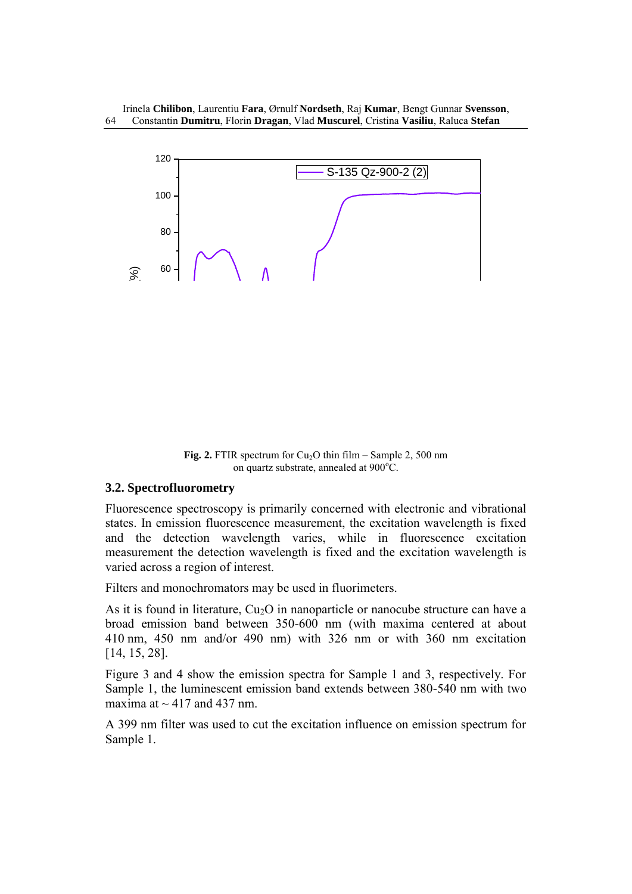**Fig. 2.** FTIR spectrum for $Cu_2O$ thin film – Sample 2, 500 nm on quartz substrate, annealed at 900°C.

### 3.2. Spectrofluorometry

Fluorescence spectroscopy is primarily concerned with electronic and vibrational states. In emission fluorescence measurement, the excitation wavelength is fixed and the detection wavelength varies, while in fluorescence excitation measurement the detection wavelength is fixed and the excitation wavelength is varied across a region of interest.

Filters and monochromators may be used in fluorimeters.

As it is found in literature, $Cu_2O$ in nanoparticle or nanocube structure can have a broad emission band between 350-600 nm (with maxima centered at about 410 nm, 450 nm and/or 490 nm) with 326 nm or with 360 nm excitation [14, 15, 28].

Figure 3 and 4 show the emission spectra for Sample 1 and 3, respectively. For Sample 1, the luminescent emission band extends between 380-540 nm with two maxima at ~ 417 and 437 nm.

A 399 nm filter was used to cut the excitation influence on emission spectrum for Sample 1.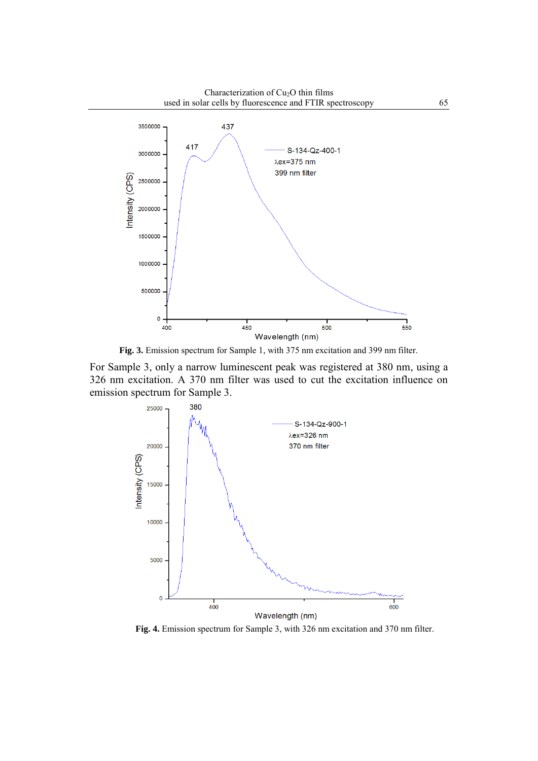**Fig. 3.** Emission spectrum for Sample 1, with 375 nm excitation and 399 nm filter.

For Sample 3, only a narrow luminescent peak was registered at 380 nm, using a 326 nm excitation. A 370 nm filter was used to cut the excitation influence on emission spectrum for Sample 3.

**Fig. 4.** Emission spectrum for Sample 3, with 326 nm excitation and 370 nm filter.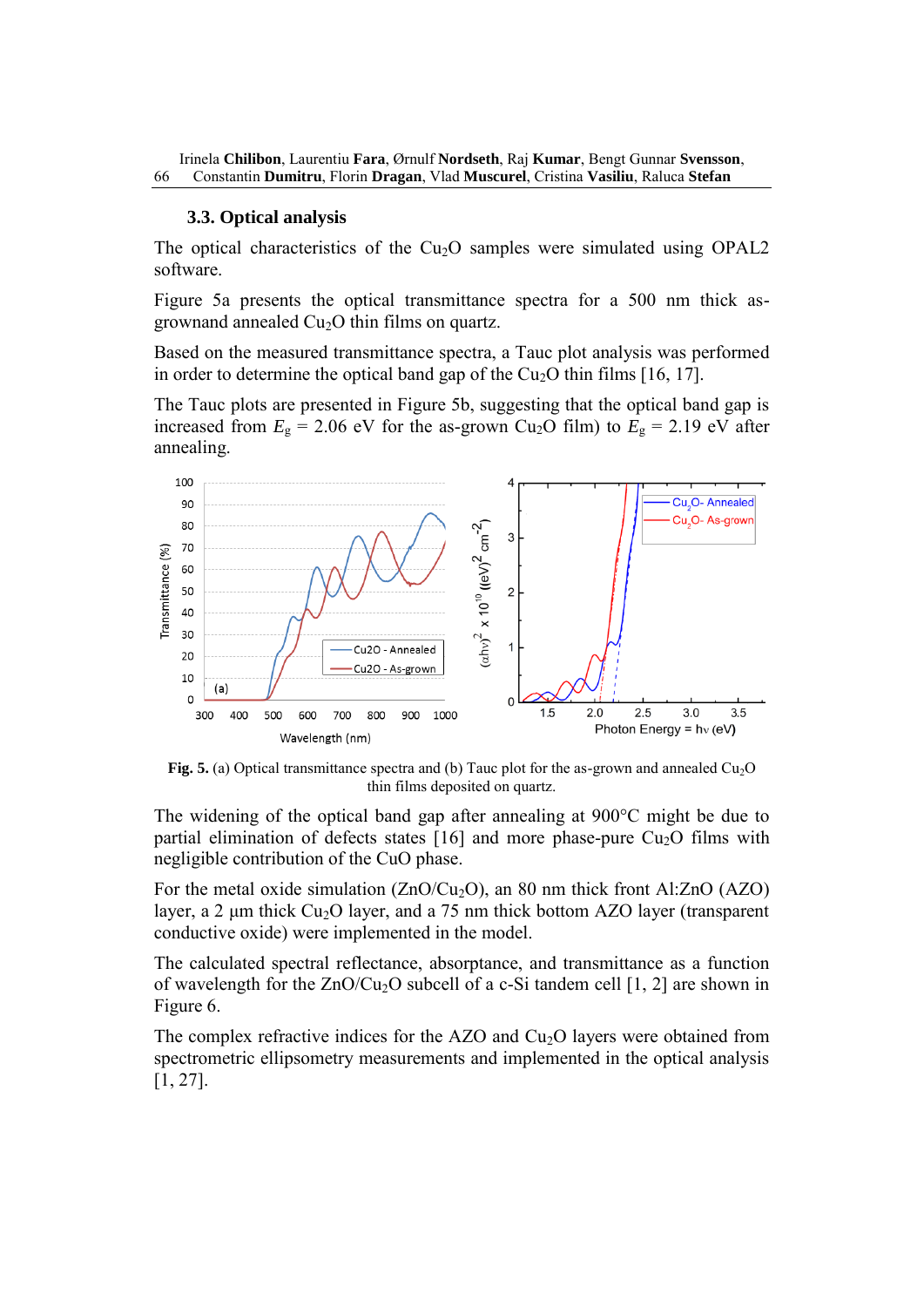### 3.3. Optical analysis

The optical characteristics of the $Cu_2O$ samples were simulated using OPAL2 software.

Figure 5a presents the optical transmittance spectra for a 500 nm thick as-grownand annealed $Cu_2O$ thin films on quartz.

Based on the measured transmittance spectra, a Tauc plot analysis was performed in order to determine the optical band gap of the $Cu_2O$ thin films [16, 17].

The Tauc plots are presented in Figure 5b, suggesting that the optical band gap is increased from $E_g$ = 2.06 eV for the as-grown $Cu_2O$ film) to $E_g$ = 2.19 eV after annealing.

**Fig. 5.** (a) Optical transmittance spectra and (b) Tauc plot for the as-grown and annealed $Cu_2O$ thin films deposited on quartz.

The widening of the optical band gap after annealing at 900°C might be due to partial elimination of defects states [16] and more phase-pure $Cu_2O$ films with negligible contribution of the CuO phase.

For the metal oxide simulation ($ZnO/Cu_2O$), an 80 nm thick front Al:ZnO (AZO) layer, a 2 µm thick $Cu_2O$ layer, and a 75 nm thick bottom AZO layer (transparent conductive oxide) were implemented in the model.

The calculated spectral reflectance, absorptance, and transmittance as a function of wavelength for the $ZnO/Cu_2O$ subcell of a c-Si tandem cell [1, 2] are shown in Figure 6.

The complex refractive indices for the AZO and $Cu_2O$ layers were obtained from spectrometric ellipsometry measurements and implemented in the optical analysis [1, 27].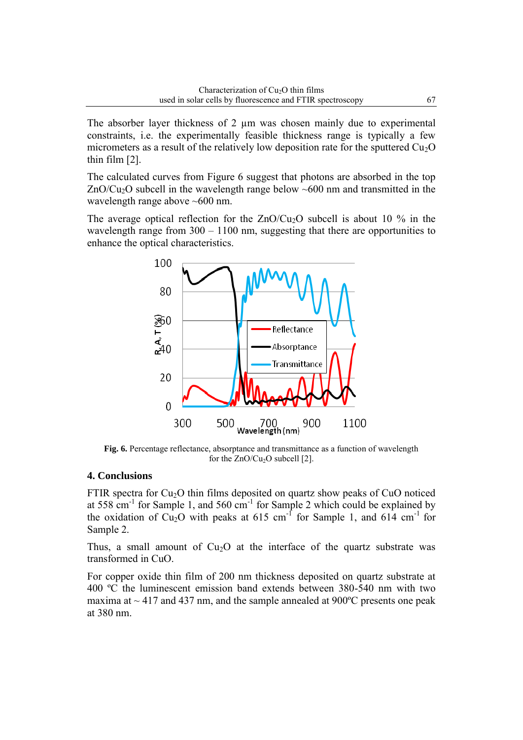The absorber layer thickness of 2 μm was chosen mainly due to experimental constraints, i.e. the experimentally feasible thickness range is typically a few micrometers as a result of the relatively low deposition rate for the sputtered $Cu_2O$ thin film [2].

The calculated curves from Figure 6 suggest that photons are absorbed in the top $ZnO/Cu_2O$ subcell in the wavelength range below ~600 nm and transmitted in the wavelength range above ~600 nm.

The average optical reflection for the $ZnO/Cu_2O$ subcell is about 10 % in the wavelength range from 300 – 1100 nm, suggesting that there are opportunities to enhance the optical characteristics.

**Fig. 6.** Percentage reflectance, absorptance and transmittance as a function of wavelength for the $ZnO/Cu_2O$ subcell [2].

## 4. Conclusions

FTIR spectra for $Cu_2O$ thin films deposited on quartz show peaks of CuO noticed at 558 $cm^{-1}$ for Sample 1, and 560 $cm^{-1}$ for Sample 2 which could be explained by the oxidation of $Cu_2O$ with peaks at 615 $cm^{-1}$ for Sample 1, and 614 $cm^{-1}$ for Sample 2.

Thus, a small amount of $Cu_2O$ at the interface of the quartz substrate was transformed in CuO.

For copper oxide thin film of 200 nm thickness deposited on quartz substrate at 400 ºC the luminescent emission band extends between 380-540 nm with two maxima at ~ 417 and 437 nm, and the sample annealed at 900ºC presents one peak at 380 nm.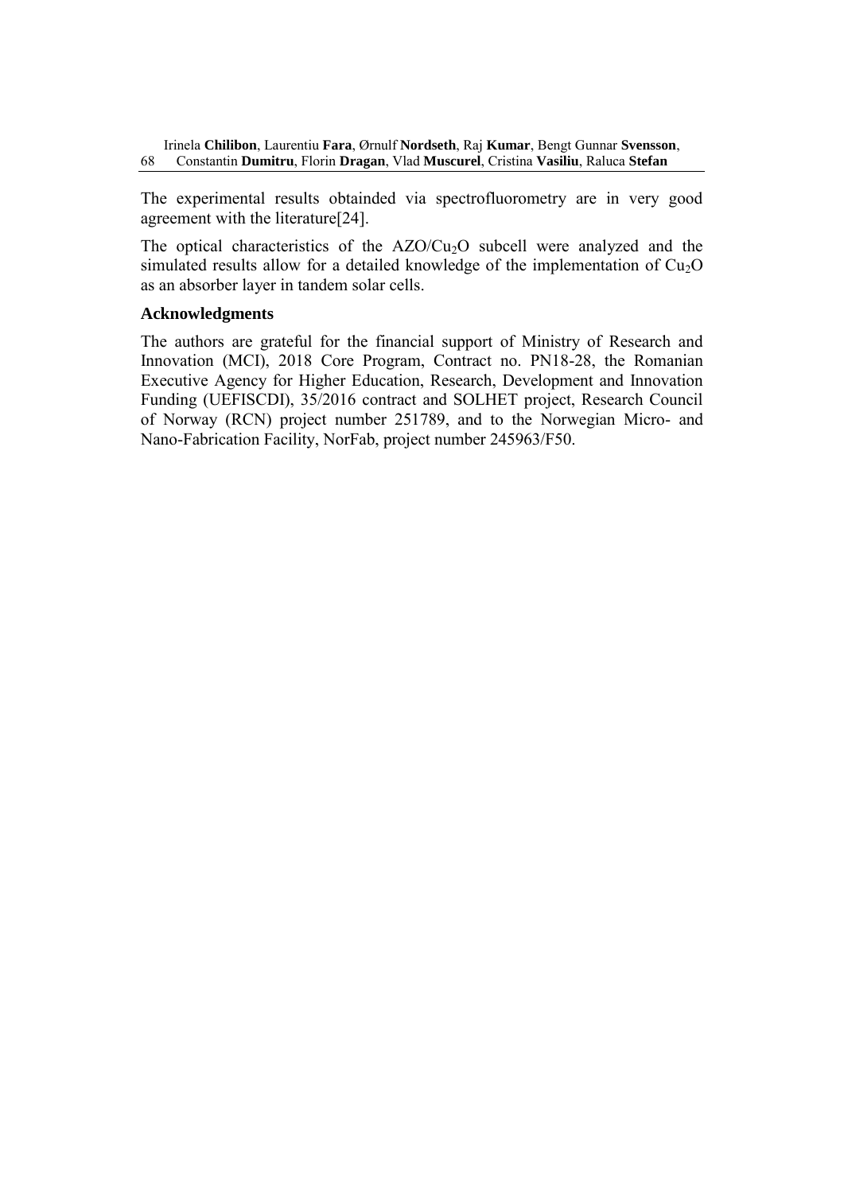The experimental results obtainded via spectrofluorometry are in very good agreement with the literature[24].

The optical characteristics of the AZO/$Cu_2O$ subcell were analyzed and the simulated results allow for a detailed knowledge of the implementation of $Cu_2O$ as an absorber layer in tandem solar cells.

### Acknowledgments

The authors are grateful for the financial support of Ministry of Research and Innovation (MCI), 2018 Core Program, Contract no. PN18-28, the Romanian Executive Agency for Higher Education, Research, Development and Innovation Funding (UEFISCDI), 35/2016 contract and SOLHET project, Research Council of Norway (RCN) project number 251789, and to the Norwegian Micro- and Nano-Fabrication Facility, NorFab, project number 245963/F50.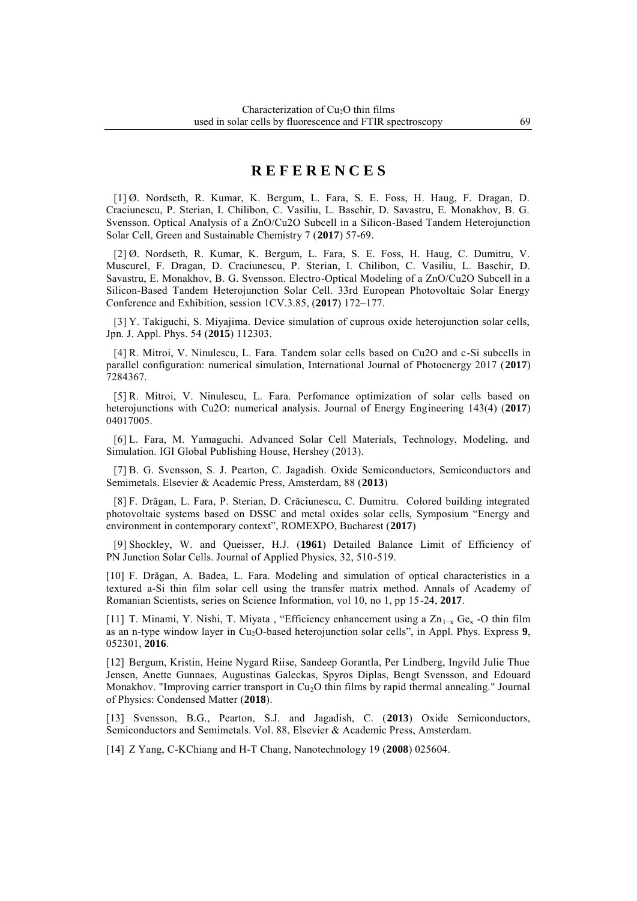# REFERENCES

[1] Ø. Nordseth, R. Kumar, K. Bergum, L. Fara, S. E. Foss, H. Haug, F. Dragan, D. Craciunescu, P. Sterian, I. Chilibon, C. Vasiliu, L. Baschir, D. Savastru, E. Monakhov, B. G. Svensson. Optical Analysis of a ZnO/Cu2O Subcell in a Silicon-Based Tandem Heterojunction Solar Cell, Green and Sustainable Chemistry 7 (**2017**) 57-69.

[2] Ø. Nordseth, R. Kumar, K. Bergum, L. Fara, S. E. Foss, H. Haug, C. Dumitru, V. Muscurel, F. Dragan, D. Craciunescu, P. Sterian, I. Chilibon, C. Vasiliu, L. Baschir, D. Savastru, E. Monakhov, B. G. Svensson. Electro-Optical Modeling of a ZnO/Cu2O Subcell in a Silicon-Based Tandem Heterojunction Solar Cell. 33rd European Photovoltaic Solar Energy Conference and Exhibition, session 1CV.3.85, (**2017**) 172–177.

[3] Y. Takiguchi, S. Miyajima. Device simulation of cuprous oxide heterojunction solar cells, Jpn. J. Appl. Phys. 54 (**2015**) 112303.

[4] R. Mitroi, V. Ninulescu, L. Fara. Tandem solar cells based on Cu2O and c-Si subcells in parallel configuration: numerical simulation, International Journal of Photoenergy 2017 (**2017**) 7284367.

[5] R. Mitroi, V. Ninulescu, L. Fara. Perfomance optimization of solar cells based on heterojunctions with Cu2O: numerical analysis. Journal of Energy Engineering 143(4) (**2017**) 04017005.

[6] L. Fara, M. Yamaguchi. Advanced Solar Cell Materials, Technology, Modeling, and Simulation. IGI Global Publishing House, Hershey (2013).

[7] B. G. Svensson, S. J. Pearton, C. Jagadish. Oxide Semiconductors, Semiconductors and Semimetals. Elsevier & Academic Press, Amsterdam, 88 (**2013**)

[8] F. Drăgan, L. Fara, P. Sterian, D. Crăciunescu, C. Dumitru. Colored building integrated photovoltaic systems based on DSSC and metal oxides solar cells, Symposium "Energy and environment in contemporary context", ROMEXPO, Bucharest (**2017**)

[9] Shockley, W. and Queisser, H.J. (**1961**) Detailed Balance Limit of Efficiency of PN Junction Solar Cells. Journal of Applied Physics, 32, 510-519.

[10] F. Drăgan, A. Badea, L. Fara. Modeling and simulation of optical characteristics in a textured a-Si thin film solar cell using the transfer matrix method. Annals of Academy of Romanian Scientists, series on Science Information, vol 10, no 1, pp 15-24, **2017**.

[11] T. Minami, Y. Nishi, T. Miyata , "Efficiency enhancement using a $Zn_{1-x}$ $Ge_x$ -O thin film as an n-type window layer in $Cu_2O$-based heterojunction solar cells", in Appl. Phys. Express **9**, 052301, **2016**.

[12] Bergum, Kristin, Heine Nygard Riise, Sandeep Gorantla, Per Lindberg, Ingvild Julie Thue Jensen, Anette Gunnaes, Augustinas Galeckas, Spyros Diplas, Bengt Svensson, and Edouard Monakhov. "Improving carrier transport in $Cu_2O$ thin films by rapid thermal annealing." Journal of Physics: Condensed Matter (**2018**).

[13] Svensson, B.G., Pearton, S.J. and Jagadish, C. (**2013**) Oxide Semiconductors, Semiconductors and Semimetals. Vol. 88, Elsevier & Academic Press, Amsterdam.

[14] Z Yang, C-KChiang and H-T Chang, Nanotechnology 19 (**2008**) 025604.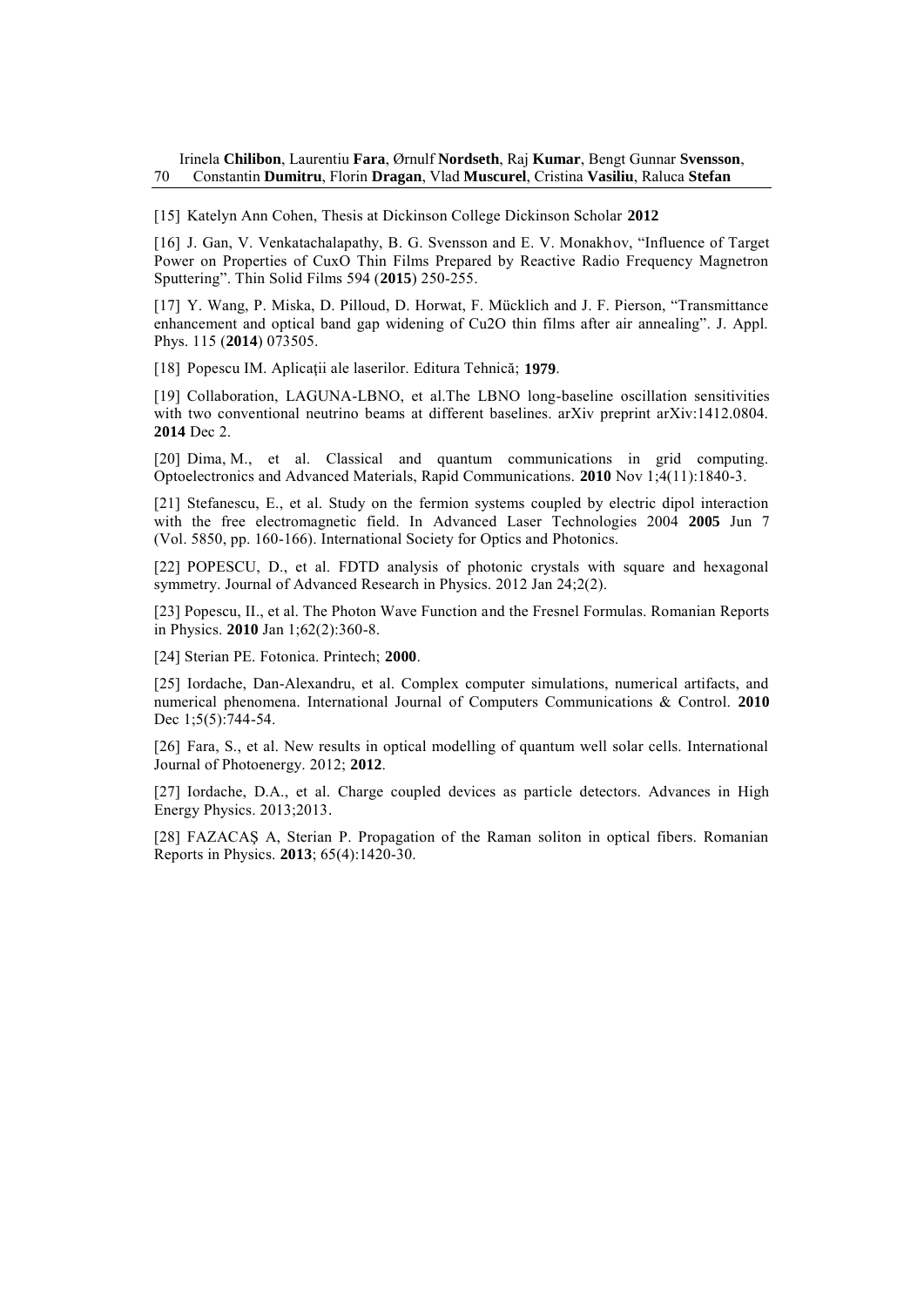[15] Katelyn Ann Cohen, Thesis at Dickinson College Dickinson Scholar **2012**

[16] J. Gan, V. Venkatachalapathy, B. G. Svensson and E. V. Monakhov, "Influence of Target Power on Properties of CuxO Thin Films Prepared by Reactive Radio Frequency Magnetron Sputtering". Thin Solid Films 594 (**2015**) 250-255.

[17] Y. Wang, P. Miska, D. Pilloud, D. Horwat, F. Mücklich and J. F. Pierson, "Transmittance enhancement and optical band gap widening of Cu2O thin films after air annealing". J. Appl. Phys. 115 (**2014**) 073505.

[18] Popescu IM. Aplicații ale laserilor. Editura Tehnică; **1979**.

[19] Collaboration, LAGUNA-LBNO, et al.The LBNO long-baseline oscillation sensitivities with two conventional neutrino beams at different baselines. arXiv preprint arXiv:1412.0804. **2014** Dec 2.

[20] Dima, M., et al. Classical and quantum communications in grid computing. Optoelectronics and Advanced Materials, Rapid Communications. **2010** Nov 1;4(11):1840-3.

[21] Stefanescu, E., et al. Study on the fermion systems coupled by electric dipol interaction with the free electromagnetic field. In Advanced Laser Technologies 2004 **2005** Jun 7 (Vol. 5850, pp. 160-166). International Society for Optics and Photonics.

[22] POPESCU, D., et al. FDTD analysis of photonic crystals with square and hexagonal symmetry. Journal of Advanced Research in Physics. 2012 Jan 24;2(2).

[23] Popescu, II., et al. The Photon Wave Function and the Fresnel Formulas. Romanian Reports in Physics. **2010** Jan 1;62(2):360-8.

[24] Sterian PE. Fotonica. Printech; **2000**.

[25] Iordache, Dan-Alexandru, et al. Complex computer simulations, numerical artifacts, and numerical phenomena. International Journal of Computers Communications & Control. **2010** Dec 1;5(5):744-54.

[26] Fara, S., et al. New results in optical modelling of quantum well solar cells. International Journal of Photoenergy. 2012; **2012**.

[27] Iordache, D.A., et al. Charge coupled devices as particle detectors. Advances in High Energy Physics. 2013;2013.

[28] FAZACAȘ A, Sterian P. Propagation of the Raman soliton in optical fibers. Romanian Reports in Physics. **2013**; 65(4):1420-30.